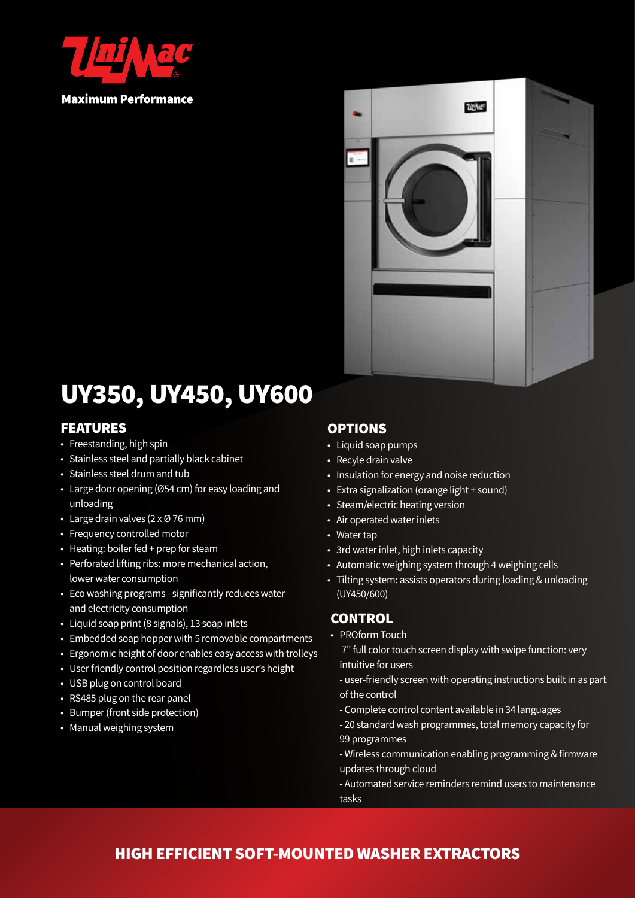UniMac

**Maximum Performance**

# UY350, UY450, UY600

## FEATURES

- Freestanding, high spin
- Stainless steel and partially black cabinet
- Stainless steel drum and tub
- Large door opening (Ø54 cm) for easy loading and unloading
- Large drain valves (2 x Ø 76 mm)
- Frequency controlled motor
- Heating: boiler fed + prep for steam
- Perforated lifting ribs: more mechanical action, lower water consumption
- Eco washing programs - significantly reduces water and electricity consumption
- Liquid soap print (8 signals), 13 soap inlets
- Embedded soap hopper with 5 removable compartments
- Ergonomic height of door enables easy access with trolleys
- User friendly control position regardless user's height
- USB plug on control board
- RS485 plug on the rear panel
- Bumper (front side protection)
- Manual weighing system

## OPTIONS

- Liquid soap pumps
- Recyle drain valve
- Insulation for energy and noise reduction
- Extra signalization (orange light + sound)
- Steam/electric heating version
- Air operated water inlets
- Water tap
- 3rd water inlet, high inlets capacity
- Automatic weighing system through 4 weighing cells
- Tilting system: assists operators during loading & unloading (UY450/600)

## CONTROL

- PROform Touch
  7" full color touch screen display with swipe function: very intuitive for users
  - user-friendly screen with operating instructions built in as part of the control
  - Complete control content available in 34 languages
  - 20 standard wash programmes, total memory capacity for 99 programmes
  - Wireless communication enabling programming & firmware updates through cloud
  - Automated service reminders remind users to maintenance tasks

## HIGH EFFICIENT SOFT-MOUNTED WASHER EXTRACTORS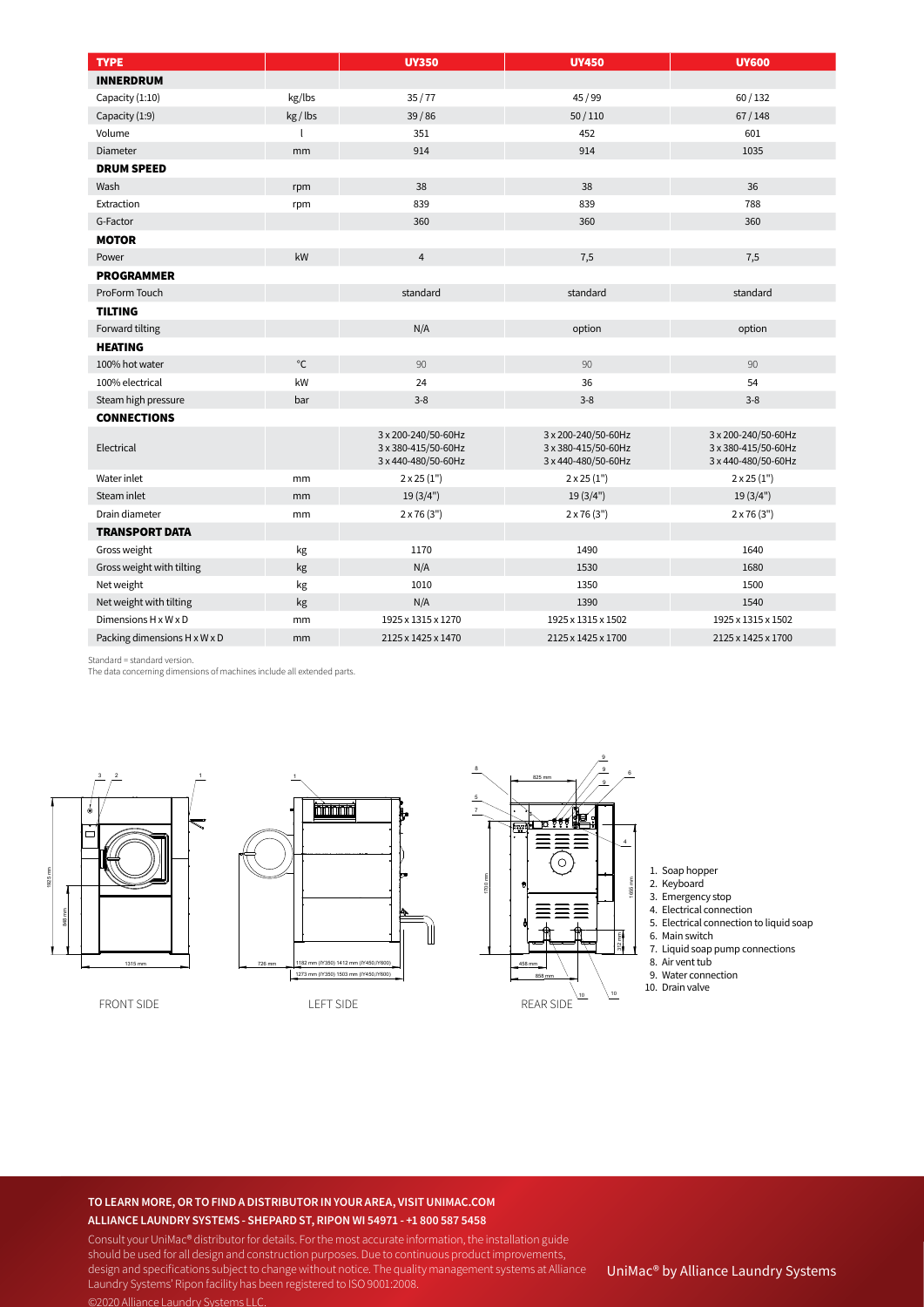| TYPE | | UY350 | UY450 | UY600 |
|---|---|---|---|---|
| **INNERDRUM** | | | | |
| Capacity (1:10) | kg/lbs | 35 / 77 | 45 / 99 | 60 / 132 |
| Capacity (1:9) | kg / lbs | 39 / 86 | 50 / 110 | 67 / 148 |
| Volume | l | 351 | 452 | 601 |
| Diameter | mm | 914 | 914 | 1035 |
| **DRUM SPEED** | | | | |
| Wash | rpm | 38 | 38 | 36 |
| Extraction | rpm | 839 | 839 | 788 |
| G-Factor | | 360 | 360 | 360 |
| **MOTOR** | | | | |
| Power | kW | 4 | 7,5 | 7,5 |
| **PROGRAMMER** | | | | |
| ProForm Touch | | standard | standard | standard |
| **TILTING** | | | | |
| Forward tilting | | N/A | option | option |
| **HEATING** | | | | |
| 100% hot water | °C | 90 | 90 | 90 |
| 100% electrical | kW | 24 | 36 | 54 |
| Steam high pressure | bar | 3-8 | 3-8 | 3-8 |
| **CONNECTIONS** | | | | |
| Electrical | | 3 x 200-240/50-60Hz 3 x 380-415/50-60Hz 3 x 440-480/50-60Hz | 3 x 200-240/50-60Hz 3 x 380-415/50-60Hz 3 x 440-480/50-60Hz | 3 x 200-240/50-60Hz 3 x 380-415/50-60Hz 3 x 440-480/50-60Hz |
| Water inlet | mm | 2 x 25 (1") | 2 x 25 (1") | 2 x 25 (1") |
| Steam inlet | mm | 19 (3/4") | 19 (3/4") | 19 (3/4") |
| Drain diameter | mm | 2 x 76 (3") | 2 x 76 (3") | 2 x 76 (3") |
| **TRANSPORT DATA** | | | | |
| Gross weight | kg | 1170 | 1490 | 1640 |
| Gross weight with tilting | kg | N/A | 1530 | 1680 |
| Net weight | kg | 1010 | 1350 | 1500 |
| Net weight with tilting | kg | N/A | 1390 | 1540 |
| Dimensions H x W x D | mm | 1925 x 1315 x 1270 | 1925 x 1315 x 1502 | 1925 x 1315 x 1502 |
| Packing dimensions H x W x D | mm | 2125 x 1425 x 1470 | 2125 x 1425 x 1700 | 2125 x 1425 x 1700 |

Standard = standard version.
The data concerning dimensions of machines include all extended parts.

FRONT SIDE

1925 mm
848 mm
1315 mm

LEFT SIDE

726 mm
1182 mm (IY350) 1412 mm (IY450,IY600)
1273 mm (IY350) 1503 mm (IY450,IY600)

REAR SIDE

825 mm
1700 mm
1666 mm
372 mm
458 mm
858 mm

1. Soap hopper
2. Keyboard
3. Emergency stop
4. Electrical connection
5. Electrical connection to liquid soap
6. Main switch
7. Liquid soap pump connections
8. Air vent tub
9. Water connection
10. Drain valve

**TO LEARN MORE, OR TO FIND A DISTRIBUTOR IN YOUR AREA, VISIT UNIMAC.COM**

**ALLIANCE LAUNDRY SYSTEMS - SHEPARD ST, RIPON WI 54971 - +1 800 587 5458**

Consult your UniMac® distributor for details. For the most accurate information, the installation guide should be used for all design and construction purposes. Due to continuous product improvements, design and specifications subject to change without notice. The quality management systems at Alliance Laundry Systems' Ripon facility has been registered to ISO 9001:2008.

©2020 Alliance Laundry Systems LLC.

UniMac® by Alliance Laundry Systems